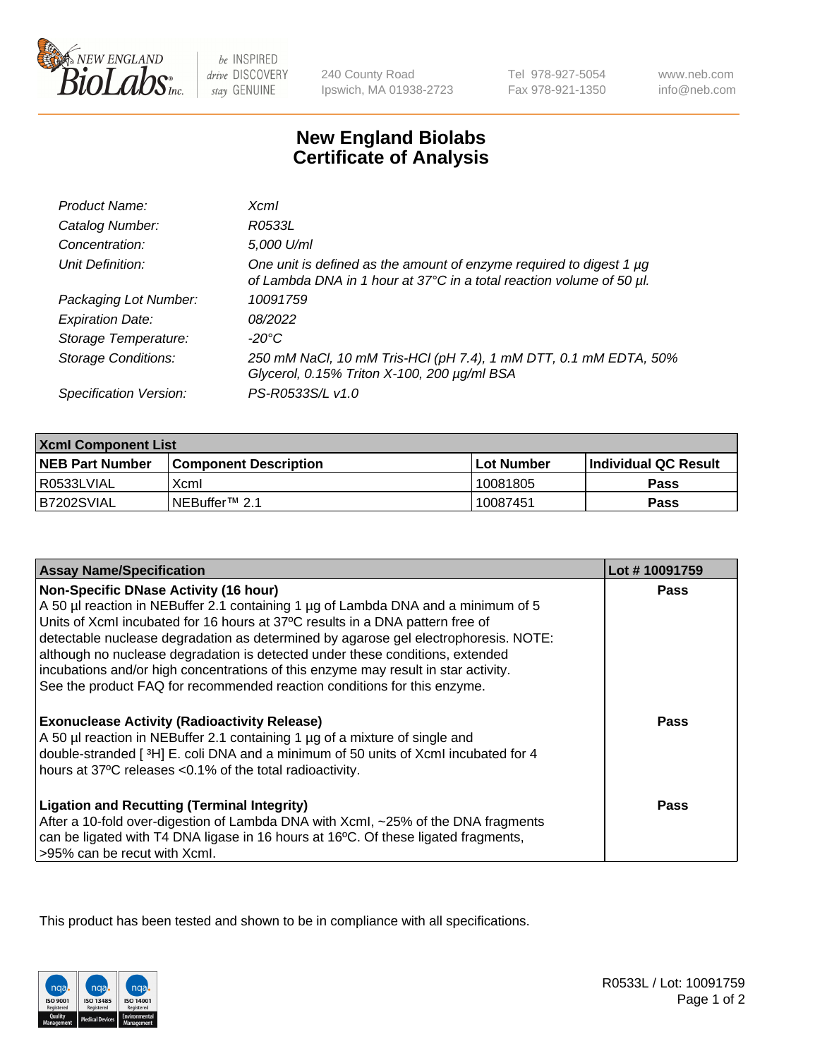# New England Biolabs Certificate of Analysis

| | |
|---|---|
| *Product Name:* | *XcmI* |
| *Catalog Number:* | *R0533L* |
| *Concentration:* | *5,000 U/ml* |
| *Unit Definition:* | *One unit is defined as the amount of enzyme required to digest 1 µg of Lambda DNA in 1 hour at 37°C in a total reaction volume of 50 µl.* |
| *Packaging Lot Number:* | *10091759* |
| *Expiration Date:* | *08/2022* |
| *Storage Temperature:* | *-20°C* |
| *Storage Conditions:* | *250 mM NaCl, 10 mM Tris-HCl (pH 7.4), 1 mM DTT, 0.1 mM EDTA, 50% Glycerol, 0.15% Triton X-100, 200 µg/ml BSA* |
| *Specification Version:* | *PS-R0533S/L v1.0* |

| XcmI Component List | | | |
|---|---|---|---|
| **NEB Part Number** | **Component Description** | **Lot Number** | **Individual QC Result** |
| R0533LVIAL | XcmI | 10081805 | **Pass** |
| B7202SVIAL | NEBuffer™ 2.1 | 10087451 | **Pass** |

| Assay Name/Specification | Lot # 10091759 |
|---|---|
| **Non-Specific DNase Activity (16 hour)** A 50 µl reaction in NEBuffer 2.1 containing 1 µg of Lambda DNA and a minimum of 5 Units of XcmI incubated for 16 hours at 37ºC results in a DNA pattern free of detectable nuclease degradation as determined by agarose gel electrophoresis. NOTE: although no nuclease degradation is detected under these conditions, extended incubations and/or high concentrations of this enzyme may result in star activity. See the product FAQ for recommended reaction conditions for this enzyme. | **Pass** |
| **Exonuclease Activity (Radioactivity Release)** A 50 µl reaction in NEBuffer 2.1 containing 1 µg of a mixture of single and double-stranded [ $^{3}$H] E. coli DNA and a minimum of 50 units of XcmI incubated for 4 hours at 37ºC releases <0.1% of the total radioactivity. | **Pass** |
| **Ligation and Recutting (Terminal Integrity)** After a 10-fold over-digestion of Lambda DNA with XcmI, ~25% of the DNA fragments can be ligated with T4 DNA ligase in 16 hours at 16ºC. Of these ligated fragments, >95% can be recut with XcmI. | **Pass** |

This product has been tested and shown to be in compliance with all specifications.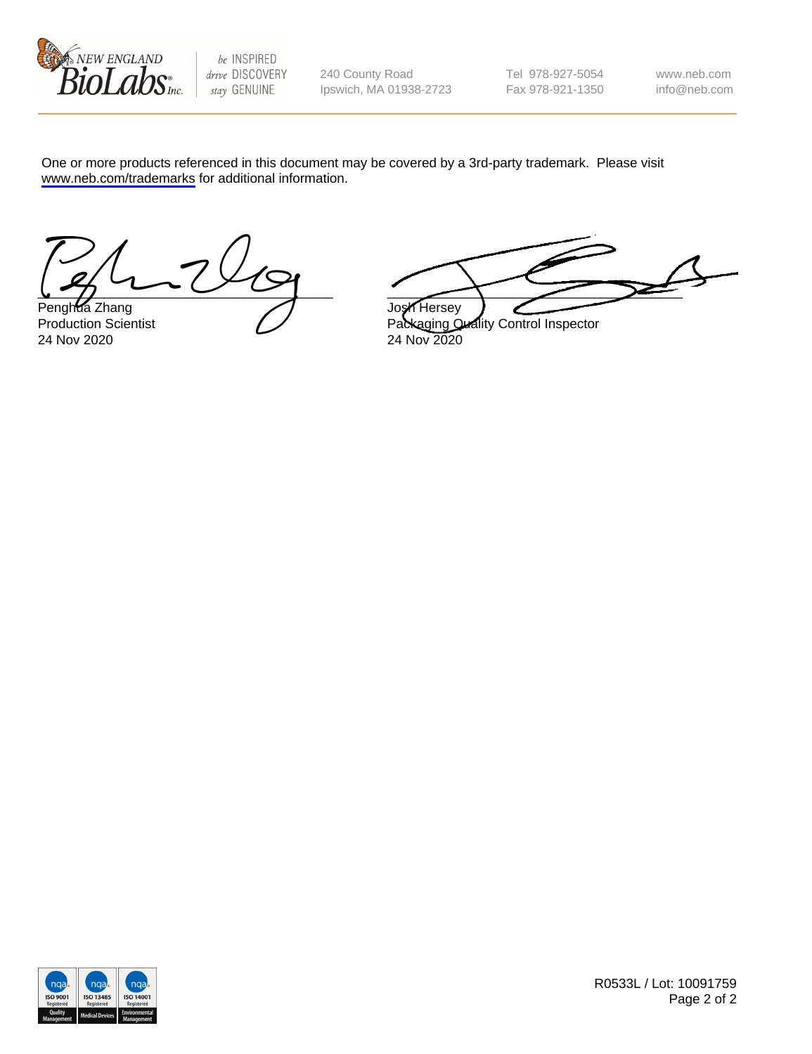One or more products referenced in this document may be covered by a 3rd-party trademark. Please visit www.neb.com/trademarks for additional information.

Penghua Zhang
Production Scientist
24 Nov 2020

Josh Hersey
Packaging Quality Control Inspector
24 Nov 2020

R0533L / Lot: 10091759